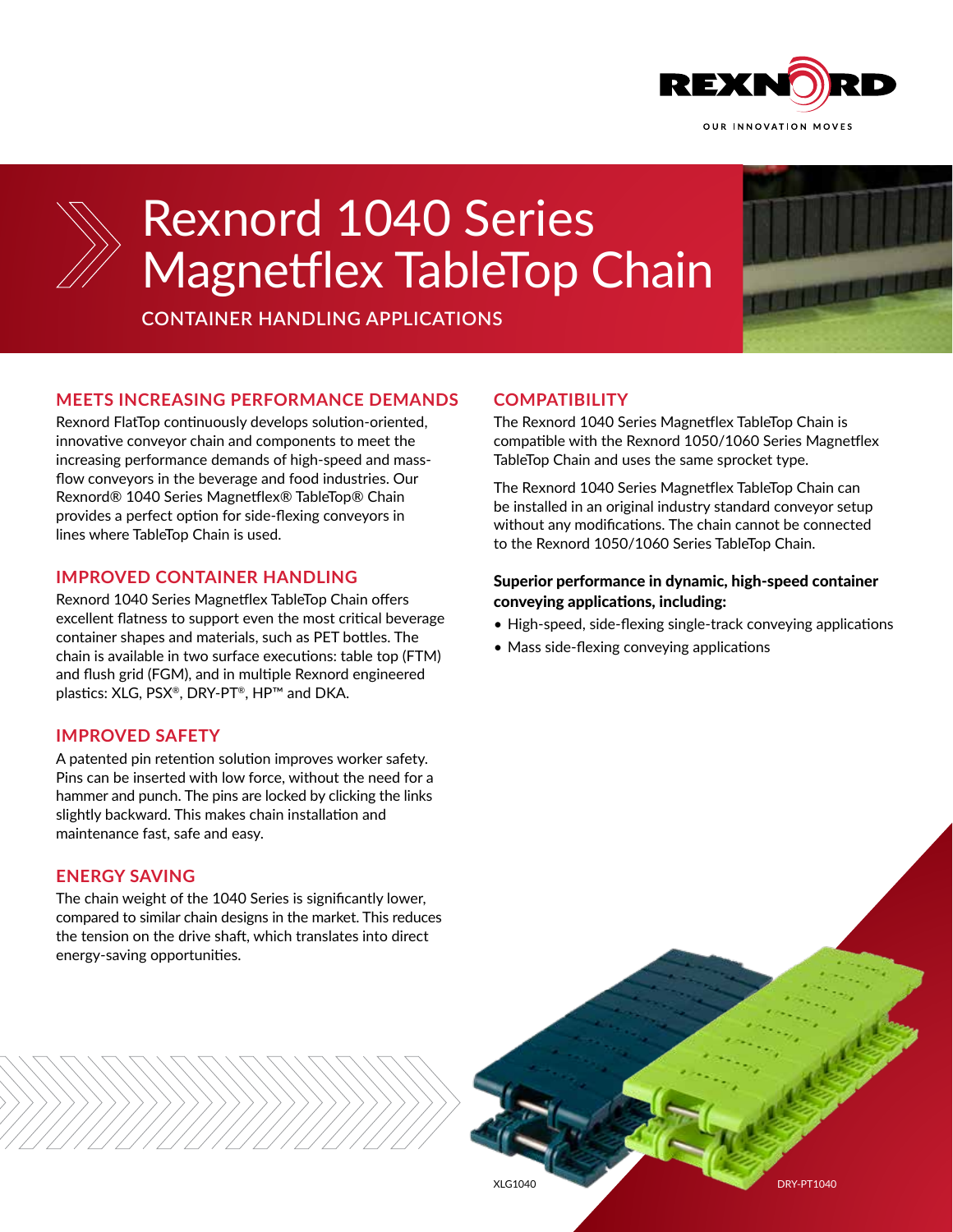# Rexnord 1040 Series Magnetflex TableTop Chain

CONTAINER HANDLING APPLICATIONS

## MEETS INCREASING PERFORMANCE DEMANDS

Rexnord FlatTop continuously develops solution-oriented, innovative conveyor chain and components to meet the increasing performance demands of high-speed and mass-flow conveyors in the beverage and food industries. Our Rexnord® 1040 Series Magnetflex® TableTop® Chain provides a perfect option for side-flexing conveyors in lines where TableTop Chain is used.

## IMPROVED CONTAINER HANDLING

Rexnord 1040 Series Magnetflex TableTop Chain offers excellent flatness to support even the most critical beverage container shapes and materials, such as PET bottles. The chain is available in two surface executions: table top (FTM) and flush grid (FGM), and in multiple Rexnord engineered plastics: XLG, PSX®, DRY-PT®, HP™ and DKA.

## IMPROVED SAFETY

A patented pin retention solution improves worker safety. Pins can be inserted with low force, without the need for a hammer and punch. The pins are locked by clicking the links slightly backward. This makes chain installation and maintenance fast, safe and easy.

## ENERGY SAVING

The chain weight of the 1040 Series is significantly lower, compared to similar chain designs in the market. This reduces the tension on the drive shaft, which translates into direct energy-saving opportunities.

## COMPATIBILITY

The Rexnord 1040 Series Magnetflex TableTop Chain is compatible with the Rexnord 1050/1060 Series Magnetflex TableTop Chain and uses the same sprocket type.

The Rexnord 1040 Series Magnetflex TableTop Chain can be installed in an original industry standard conveyor setup without any modifications. The chain cannot be connected to the Rexnord 1050/1060 Series TableTop Chain.

**Superior performance in dynamic, high-speed container conveying applications, including:**

- High-speed, side-flexing single-track conveying applications
- Mass side-flexing conveying applications

XLG1040

DRY-PT1040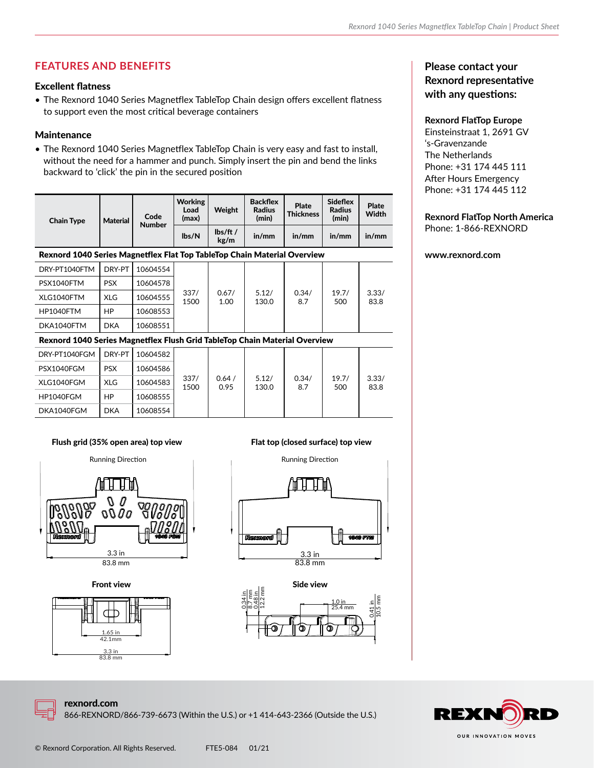## FEATURES AND BENEFITS

### Excellent flatness

- The Rexnord 1040 Series Magnetflex TableTop Chain design offers excellent flatness to support even the most critical beverage containers

### Maintenance

- The Rexnord 1040 Series Magnetflex TableTop Chain is very easy and fast to install, without the need for a hammer and punch. Simply insert the pin and bend the links backward to 'click' the pin in the secured position

| Chain Type | Material | Code Number | Working Load (max) | Weight | Backflex Radius (min) | Plate Thickness | Sideflex Radius (min) | Plate Width |
|---|---|---|---|---|---|---|---|---|
| | | | lbs/N | lbs/ft / kg/m | in/mm | in/mm | in/mm | in/mm |
| **Rexnord 1040 Series Magnetflex Flat Top TableTop Chain Material Overview** | | | | | | | | |
| DRY-PT1040FTM | DRY-PT | 10604554 | 337/ 1500 | 0.67/ 1.00 | 5.12/ 130.0 | 0.34/ 8.7 | 19.7/ 500 | 3.33/ 83.8 |
| PSX1040FTM | PSX | 10604578 | | | | | | |
| XLG1040FTM | XLG | 10604555 | | | | | | |
| HP1040FTM | HP | 10608553 | | | | | | |
| DKA1040FTM | DKA | 10608551 | | | | | | |
| **Rexnord 1040 Series Magnetflex Flush Grid TableTop Chain Material Overview** | | | | | | | | |
| DRY-PT1040FGM | DRY-PT | 10604582 | 337/ 1500 | 0.64 / 0.95 | 5.12/ 130.0 | 0.34/ 8.7 | 19.7/ 500 | 3.33/ 83.8 |
| PSX1040FGM | PSX | 10604586 | | | | | | |
| XLG1040FGM | XLG | 10604583 | | | | | | |
| HP1040FGM | HP | 10608555 | | | | | | |
| DKA1040FGM | DKA | 10608554 | | | | | | |

**Flush grid (35% open area) top view**

Running Direction

Rexnord

1040 FGM

3.3 in
83.8 mm

**Flat top (closed surface) top view**

Running Direction

Rexnord

1040 FTM

3.3 in
83.8 mm

**Front view**

1.65 in
42.1mm

3.3 in
83.8 mm

**Side view**

0.34 in
8.7 mm

0.48 in
12.2 mm

1.0 in
25.4 mm

0.41 in
10.5 mm

**Please contact your Rexnord representative with any questions:**

**Rexnord FlatTop Europe**
Einsteinstraat 1, 2691 GV
's-Gravenzande
The Netherlands
Phone: +31 174 445 111
After Hours Emergency
Phone: +31 174 445 112

**Rexnord FlatTop North America**
Phone: 1-866-REXNORD

**www.rexnord.com**

**rexnord.com**
866-REXNORD/866-739-6673 (Within the U.S.) or +1 414-643-2366 (Outside the U.S.)

REXNORD
OUR INNOVATION MOVES

© Rexnord Corporation. All Rights Reserved. FTE5-084 01/21